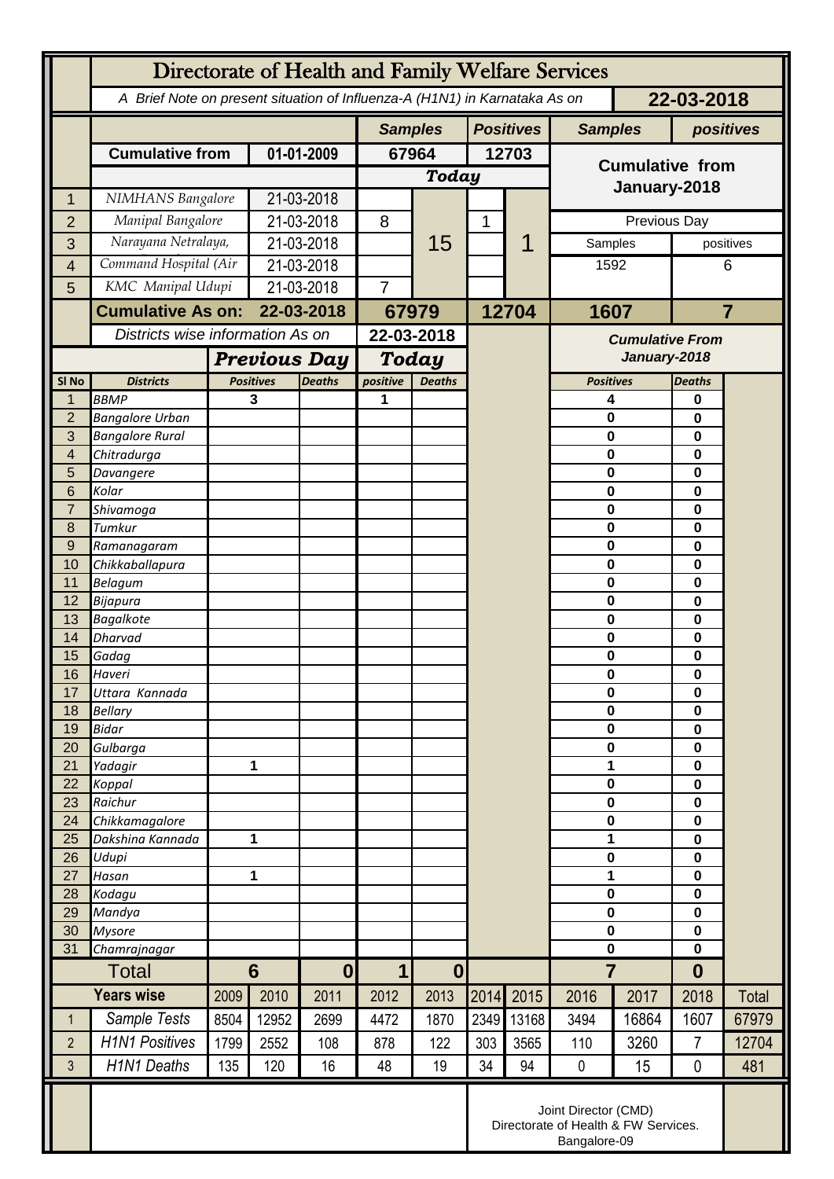# Directorate of Health and Family Welfare Services

*A Brief Note on present situation of Influenza-A (H1N1) in Karnataka As on* **22-03-2018**

| | | | Samples | | Positives | | Samples | positives |
|---|---|---|---|---|---|---|---|---|
| | **Cumulative from** | **01-01-2009** | **67964** | | **12703** | | **Cumulative from January-2018** | |
| | | | ***Today*** | | | | | |
| 1 | *NIMHANS Bangalore* | 21-03-2018 | | 15 | | 1 | | |
| 2 | *Manipal Bangalore* | 21-03-2018 | 8 | | 1 | | Previous Day | |
| 3 | *Narayana Netralaya,* | 21-03-2018 | | | | | Samples | positives |
| 4 | *Command Hospital (Air* | 21-03-2018 | | | | | 1592 | 6 |
| 5 | *KMC Manipal Udupi* | 21-03-2018 | 7 | | | | | |
| | **Cumulative As on:** | **22-03-2018** | **67979** | | **12704** | | **1607** | **7** |

*Districts wise information As on* **22-03-2018**

| | | ***Previous Day*** | | ***Today*** | | ***Cumulative From January-2018*** | |
|---|---|---|---|---|---|---|---|
| **Sl No** | **Districts** | **Positives** | **Deaths** | **positive** | **Deaths** | **Positives** | **Deaths** |
| 1 | *BBMP* | 3 | | 1 | | 4 | 0 |
| 2 | *Bangalore Urban* | | | | | 0 | 0 |
| 3 | *Bangalore Rural* | | | | | 0 | 0 |
| 4 | *Chitradurga* | | | | | 0 | 0 |
| 5 | *Davangere* | | | | | 0 | 0 |
| 6 | *Kolar* | | | | | 0 | 0 |
| 7 | *Shivamoga* | | | | | 0 | 0 |
| 8 | *Tumkur* | | | | | 0 | 0 |
| 9 | *Ramanagaram* | | | | | 0 | 0 |
| 10 | *Chikkaballapura* | | | | | 0 | 0 |
| 11 | *Belagum* | | | | | 0 | 0 |
| 12 | *Bijapura* | | | | | 0 | 0 |
| 13 | *Bagalkote* | | | | | 0 | 0 |
| 14 | *Dharvad* | | | | | 0 | 0 |
| 15 | *Gadag* | | | | | 0 | 0 |
| 16 | *Haveri* | | | | | 0 | 0 |
| 17 | *Uttara Kannada* | | | | | 0 | 0 |
| 18 | *Bellary* | | | | | 0 | 0 |
| 19 | *Bidar* | | | | | 0 | 0 |
| 20 | *Gulbarga* | | | | | 0 | 0 |
| 21 | *Yadagir* | 1 | | | | 1 | 0 |
| 22 | *Koppal* | | | | | 0 | 0 |
| 23 | *Raichur* | | | | | 0 | 0 |
| 24 | *Chikkamagalore* | | | | | 0 | 0 |
| 25 | *Dakshina Kannada* | 1 | | | | 1 | 0 |
| 26 | *Udupi* | | | | | 0 | 0 |
| 27 | *Hasan* | 1 | | | | 1 | 0 |
| 28 | *Kodagu* | | | | | 0 | 0 |
| 29 | *Mandya* | | | | | 0 | 0 |
| 30 | *Mysore* | | | | | 0 | 0 |
| 31 | *Chamrajnagar* | | | | | 0 | 0 |
| | Total | **6** | **0** | **1** | **0** | **7** | **0** |

| | **Years wise** | 2009 | 2010 | 2011 | 2012 | 2013 | 2014 | 2015 | 2016 | 2017 | 2018 | Total |
|---|---|---|---|---|---|---|---|---|---|---|---|---|
| 1 | *Sample Tests* | 8504 | 12952 | 2699 | 4472 | 1870 | 2349 | 13168 | 3494 | 16864 | 1607 | 67979 |
| 2 | *H1N1 Positives* | 1799 | 2552 | 108 | 878 | 122 | 303 | 3565 | 110 | 3260 | 7 | 12704 |
| 3 | *H1N1 Deaths* | 135 | 120 | 16 | 48 | 19 | 34 | 94 | 0 | 15 | 0 | 481 |

Joint Director (CMD)
Directorate of Health & FW Services.
Bangalore-09